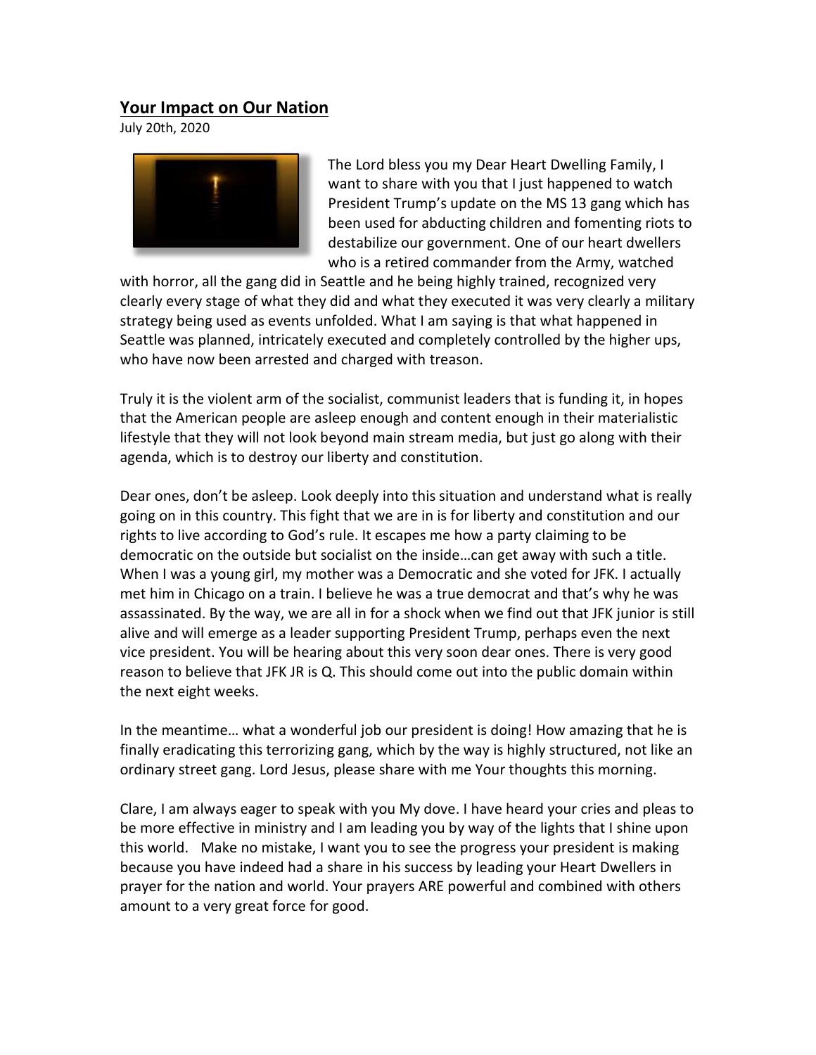## Your Impact on Our Nation

July 20th, 2020

The Lord bless you my Dear Heart Dwelling Family, I want to share with you that I just happened to watch President Trump's update on the MS 13 gang which has been used for abducting children and fomenting riots to destabilize our government. One of our heart dwellers who is a retired commander from the Army, watched with horror, all the gang did in Seattle and he being highly trained, recognized very clearly every stage of what they did and what they executed it was very clearly a military strategy being used as events unfolded. What I am saying is that what happened in Seattle was planned, intricately executed and completely controlled by the higher ups, who have now been arrested and charged with treason.

Truly it is the violent arm of the socialist, communist leaders that is funding it, in hopes that the American people are asleep enough and content enough in their materialistic lifestyle that they will not look beyond main stream media, but just go along with their agenda, which is to destroy our liberty and constitution.

Dear ones, don't be asleep. Look deeply into this situation and understand what is really going on in this country. This fight that we are in is for liberty and constitution and our rights to live according to God's rule. It escapes me how a party claiming to be democratic on the outside but socialist on the inside…can get away with such a title. When I was a young girl, my mother was a Democratic and she voted for JFK. I actually met him in Chicago on a train. I believe he was a true democrat and that's why he was assassinated. By the way, we are all in for a shock when we find out that JFK junior is still alive and will emerge as a leader supporting President Trump, perhaps even the next vice president. You will be hearing about this very soon dear ones. There is very good reason to believe that JFK JR is Q. This should come out into the public domain within the next eight weeks.

In the meantime… what a wonderful job our president is doing! How amazing that he is finally eradicating this terrorizing gang, which by the way is highly structured, not like an ordinary street gang. Lord Jesus, please share with me Your thoughts this morning.

Clare, I am always eager to speak with you My dove. I have heard your cries and pleas to be more effective in ministry and I am leading you by way of the lights that I shine upon this world. Make no mistake, I want you to see the progress your president is making because you have indeed had a share in his success by leading your Heart Dwellers in prayer for the nation and world. Your prayers ARE powerful and combined with others amount to a very great force for good.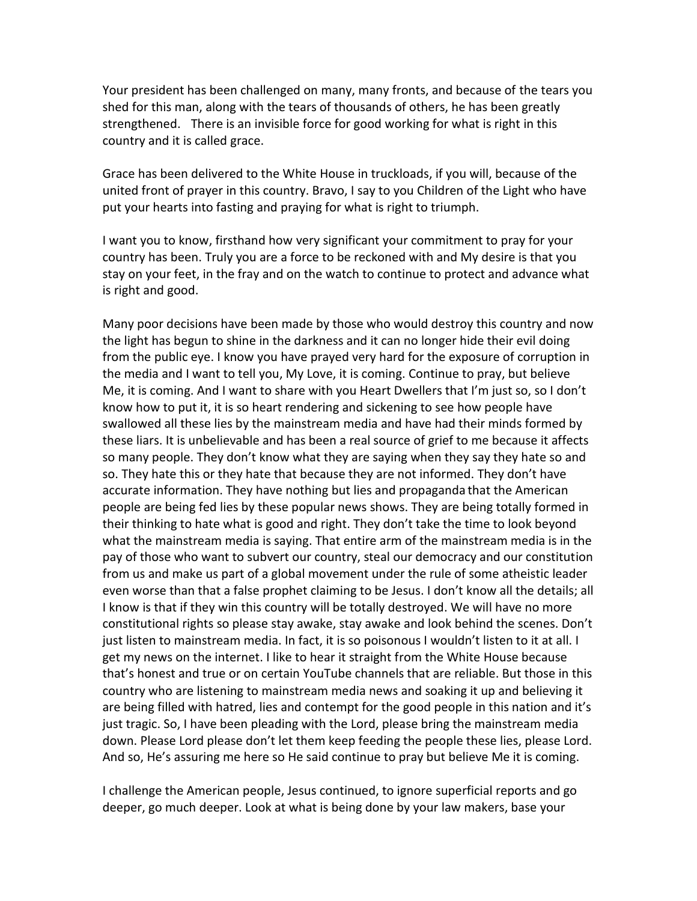Your president has been challenged on many, many fronts, and because of the tears you shed for this man, along with the tears of thousands of others, he has been greatly strengthened. There is an invisible force for good working for what is right in this country and it is called grace.

Grace has been delivered to the White House in truckloads, if you will, because of the united front of prayer in this country. Bravo, I say to you Children of the Light who have put your hearts into fasting and praying for what is right to triumph.

I want you to know, firsthand how very significant your commitment to pray for your country has been. Truly you are a force to be reckoned with and My desire is that you stay on your feet, in the fray and on the watch to continue to protect and advance what is right and good.

Many poor decisions have been made by those who would destroy this country and now the light has begun to shine in the darkness and it can no longer hide their evil doing from the public eye. I know you have prayed very hard for the exposure of corruption in the media and I want to tell you, My Love, it is coming. Continue to pray, but believe Me, it is coming. And I want to share with you Heart Dwellers that I'm just so, so I don't know how to put it, it is so heart rendering and sickening to see how people have swallowed all these lies by the mainstream media and have had their minds formed by these liars. It is unbelievable and has been a real source of grief to me because it affects so many people. They don't know what they are saying when they say they hate so and so. They hate this or they hate that because they are not informed. They don't have accurate information. They have nothing but lies and propaganda that the American people are being fed lies by these popular news shows. They are being totally formed in their thinking to hate what is good and right. They don't take the time to look beyond what the mainstream media is saying. That entire arm of the mainstream media is in the pay of those who want to subvert our country, steal our democracy and our constitution from us and make us part of a global movement under the rule of some atheistic leader even worse than that a false prophet claiming to be Jesus. I don't know all the details; all I know is that if they win this country will be totally destroyed. We will have no more constitutional rights so please stay awake, stay awake and look behind the scenes. Don't just listen to mainstream media. In fact, it is so poisonous I wouldn't listen to it at all. I get my news on the internet. I like to hear it straight from the White House because that's honest and true or on certain YouTube channels that are reliable. But those in this country who are listening to mainstream media news and soaking it up and believing it are being filled with hatred, lies and contempt for the good people in this nation and it's just tragic. So, I have been pleading with the Lord, please bring the mainstream media down. Please Lord please don't let them keep feeding the people these lies, please Lord. And so, He's assuring me here so He said continue to pray but believe Me it is coming.

I challenge the American people, Jesus continued, to ignore superficial reports and go deeper, go much deeper. Look at what is being done by your law makers, base your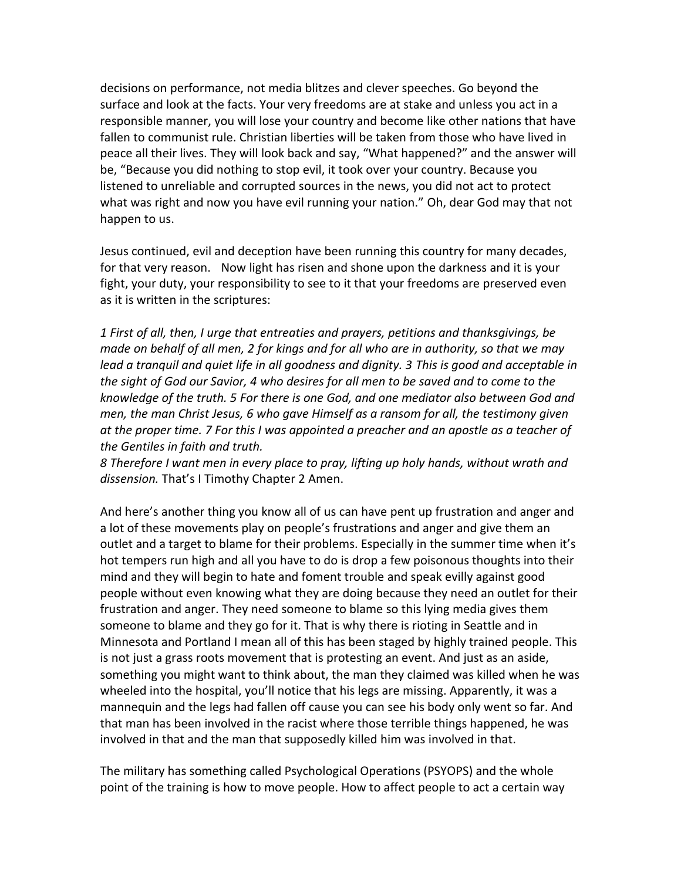decisions on performance, not media blitzes and clever speeches. Go beyond the surface and look at the facts. Your very freedoms are at stake and unless you act in a responsible manner, you will lose your country and become like other nations that have fallen to communist rule. Christian liberties will be taken from those who have lived in peace all their lives. They will look back and say, "What happened?" and the answer will be, "Because you did nothing to stop evil, it took over your country. Because you listened to unreliable and corrupted sources in the news, you did not act to protect what was right and now you have evil running your nation." Oh, dear God may that not happen to us.

Jesus continued, evil and deception have been running this country for many decades, for that very reason. Now light has risen and shone upon the darkness and it is your fight, your duty, your responsibility to see to it that your freedoms are preserved even as it is written in the scriptures:

*1 First of all, then, I urge that entreaties and prayers, petitions and thanksgivings, be made on behalf of all men, 2 for kings and for all who are in authority, so that we may lead a tranquil and quiet life in all goodness and dignity. 3 This is good and acceptable in the sight of God our Savior, 4 who desires for all men to be saved and to come to the knowledge of the truth. 5 For there is one God, and one mediator also between God and men, the man Christ Jesus, 6 who gave Himself as a ransom for all, the testimony given at the proper time. 7 For this I was appointed a preacher and an apostle as a teacher of the Gentiles in faith and truth.*
*8 Therefore I want men in every place to pray, lifting up holy hands, without wrath and dissension.* That's I Timothy Chapter 2 Amen.

And here's another thing you know all of us can have pent up frustration and anger and a lot of these movements play on people's frustrations and anger and give them an outlet and a target to blame for their problems. Especially in the summer time when it's hot tempers run high and all you have to do is drop a few poisonous thoughts into their mind and they will begin to hate and foment trouble and speak evilly against good people without even knowing what they are doing because they need an outlet for their frustration and anger. They need someone to blame so this lying media gives them someone to blame and they go for it. That is why there is rioting in Seattle and in Minnesota and Portland I mean all of this has been staged by highly trained people. This is not just a grass roots movement that is protesting an event. And just as an aside, something you might want to think about, the man they claimed was killed when he was wheeled into the hospital, you'll notice that his legs are missing. Apparently, it was a mannequin and the legs had fallen off cause you can see his body only went so far. And that man has been involved in the racist where those terrible things happened, he was involved in that and the man that supposedly killed him was involved in that.

The military has something called Psychological Operations (PSYOPS) and the whole point of the training is how to move people. How to affect people to act a certain way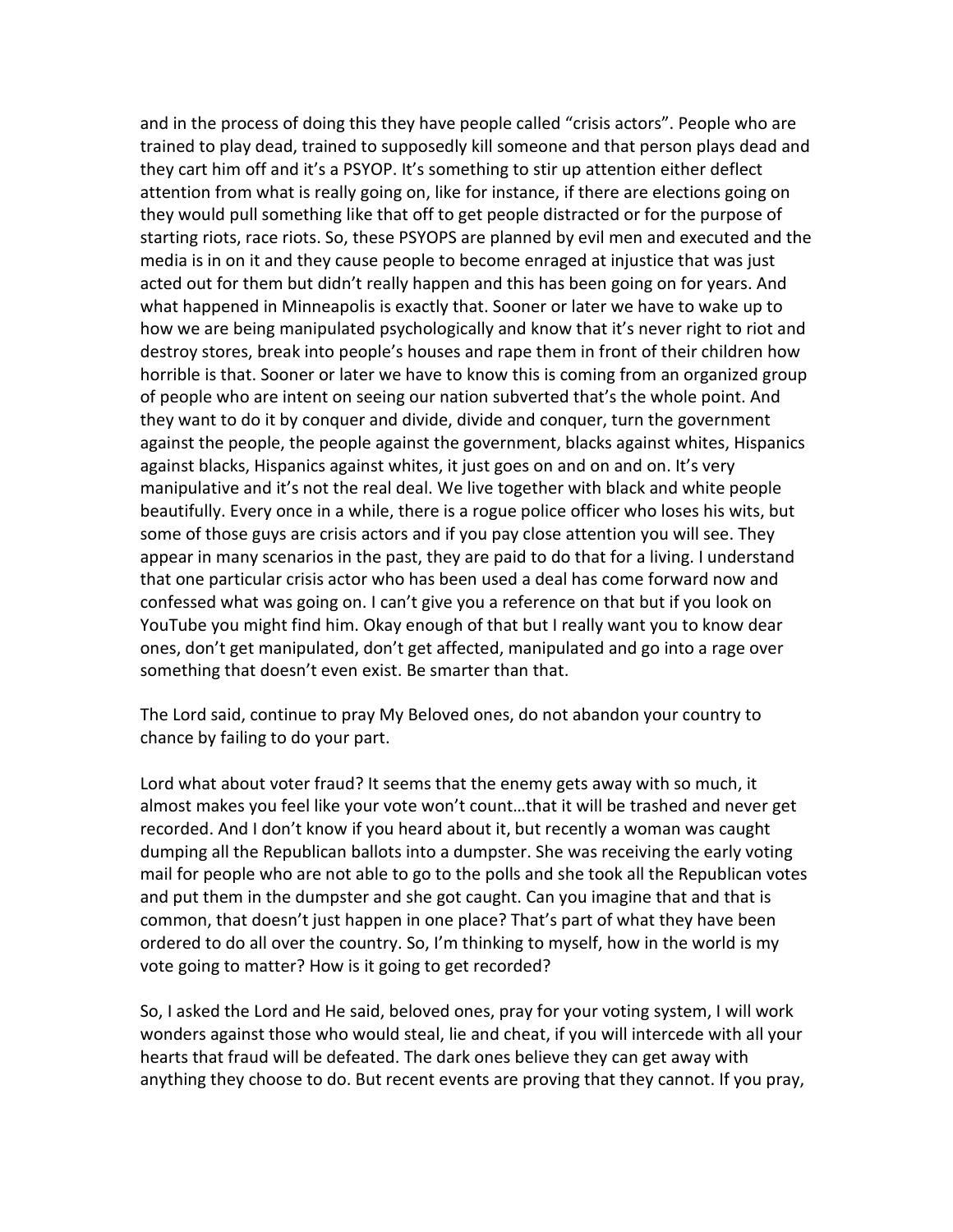and in the process of doing this they have people called "crisis actors". People who are trained to play dead, trained to supposedly kill someone and that person plays dead and they cart him off and it's a PSYOP. It's something to stir up attention either deflect attention from what is really going on, like for instance, if there are elections going on they would pull something like that off to get people distracted or for the purpose of starting riots, race riots. So, these PSYOPS are planned by evil men and executed and the media is in on it and they cause people to become enraged at injustice that was just acted out for them but didn't really happen and this has been going on for years. And what happened in Minneapolis is exactly that. Sooner or later we have to wake up to how we are being manipulated psychologically and know that it's never right to riot and destroy stores, break into people's houses and rape them in front of their children how horrible is that. Sooner or later we have to know this is coming from an organized group of people who are intent on seeing our nation subverted that's the whole point. And they want to do it by conquer and divide, divide and conquer, turn the government against the people, the people against the government, blacks against whites, Hispanics against blacks, Hispanics against whites, it just goes on and on and on. It's very manipulative and it's not the real deal. We live together with black and white people beautifully. Every once in a while, there is a rogue police officer who loses his wits, but some of those guys are crisis actors and if you pay close attention you will see. They appear in many scenarios in the past, they are paid to do that for a living. I understand that one particular crisis actor who has been used a deal has come forward now and confessed what was going on. I can't give you a reference on that but if you look on YouTube you might find him. Okay enough of that but I really want you to know dear ones, don't get manipulated, don't get affected, manipulated and go into a rage over something that doesn't even exist. Be smarter than that.

The Lord said, continue to pray My Beloved ones, do not abandon your country to chance by failing to do your part.

Lord what about voter fraud? It seems that the enemy gets away with so much, it almost makes you feel like your vote won't count…that it will be trashed and never get recorded. And I don't know if you heard about it, but recently a woman was caught dumping all the Republican ballots into a dumpster. She was receiving the early voting mail for people who are not able to go to the polls and she took all the Republican votes and put them in the dumpster and she got caught. Can you imagine that and that is common, that doesn't just happen in one place? That's part of what they have been ordered to do all over the country. So, I'm thinking to myself, how in the world is my vote going to matter? How is it going to get recorded?

So, I asked the Lord and He said, beloved ones, pray for your voting system, I will work wonders against those who would steal, lie and cheat, if you will intercede with all your hearts that fraud will be defeated. The dark ones believe they can get away with anything they choose to do. But recent events are proving that they cannot. If you pray,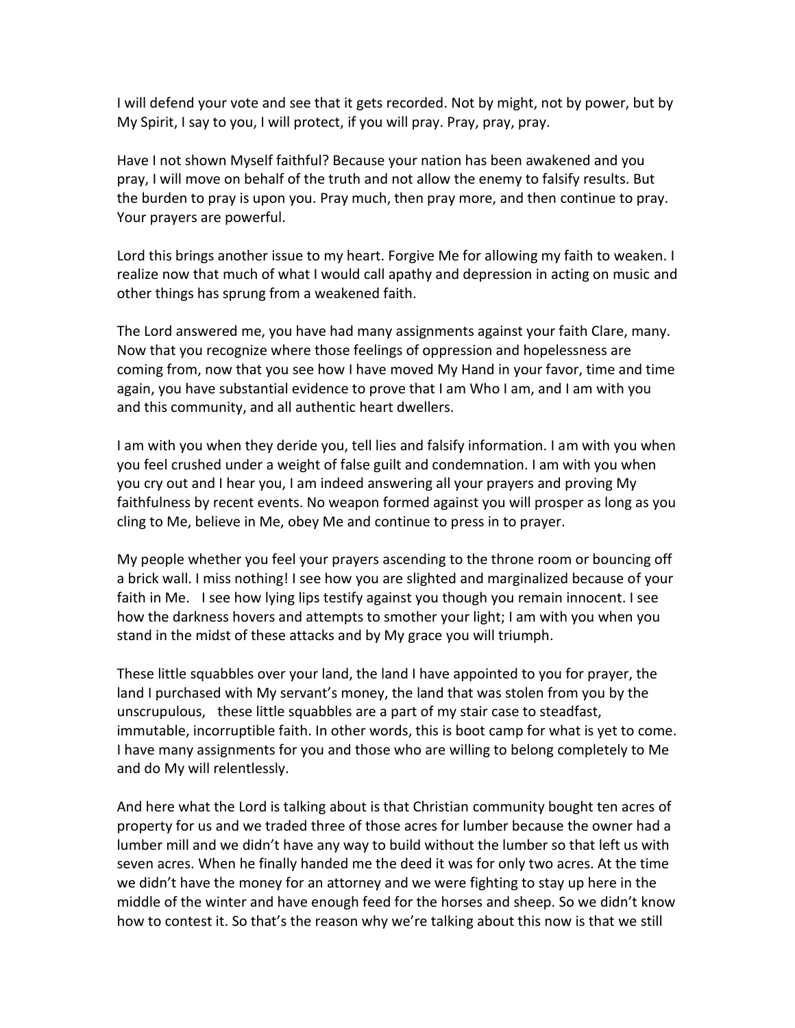I will defend your vote and see that it gets recorded. Not by might, not by power, but by My Spirit, I say to you, I will protect, if you will pray. Pray, pray, pray.

Have I not shown Myself faithful? Because your nation has been awakened and you pray, I will move on behalf of the truth and not allow the enemy to falsify results. But the burden to pray is upon you. Pray much, then pray more, and then continue to pray. Your prayers are powerful.

Lord this brings another issue to my heart. Forgive Me for allowing my faith to weaken. I realize now that much of what I would call apathy and depression in acting on music and other things has sprung from a weakened faith.

The Lord answered me, you have had many assignments against your faith Clare, many. Now that you recognize where those feelings of oppression and hopelessness are coming from, now that you see how I have moved My Hand in your favor, time and time again, you have substantial evidence to prove that I am Who I am, and I am with you and this community, and all authentic heart dwellers.

I am with you when they deride you, tell lies and falsify information. I am with you when you feel crushed under a weight of false guilt and condemnation. I am with you when you cry out and I hear you, I am indeed answering all your prayers and proving My faithfulness by recent events. No weapon formed against you will prosper as long as you cling to Me, believe in Me, obey Me and continue to press in to prayer.

My people whether you feel your prayers ascending to the throne room or bouncing off a brick wall. I miss nothing! I see how you are slighted and marginalized because of your faith in Me. I see how lying lips testify against you though you remain innocent. I see how the darkness hovers and attempts to smother your light; I am with you when you stand in the midst of these attacks and by My grace you will triumph.

These little squabbles over your land, the land I have appointed to you for prayer, the land I purchased with My servant's money, the land that was stolen from you by the unscrupulous, these little squabbles are a part of my stair case to steadfast, immutable, incorruptible faith. In other words, this is boot camp for what is yet to come. I have many assignments for you and those who are willing to belong completely to Me and do My will relentlessly.

And here what the Lord is talking about is that Christian community bought ten acres of property for us and we traded three of those acres for lumber because the owner had a lumber mill and we didn't have any way to build without the lumber so that left us with seven acres. When he finally handed me the deed it was for only two acres. At the time we didn't have the money for an attorney and we were fighting to stay up here in the middle of the winter and have enough feed for the horses and sheep. So we didn't know how to contest it. So that's the reason why we're talking about this now is that we still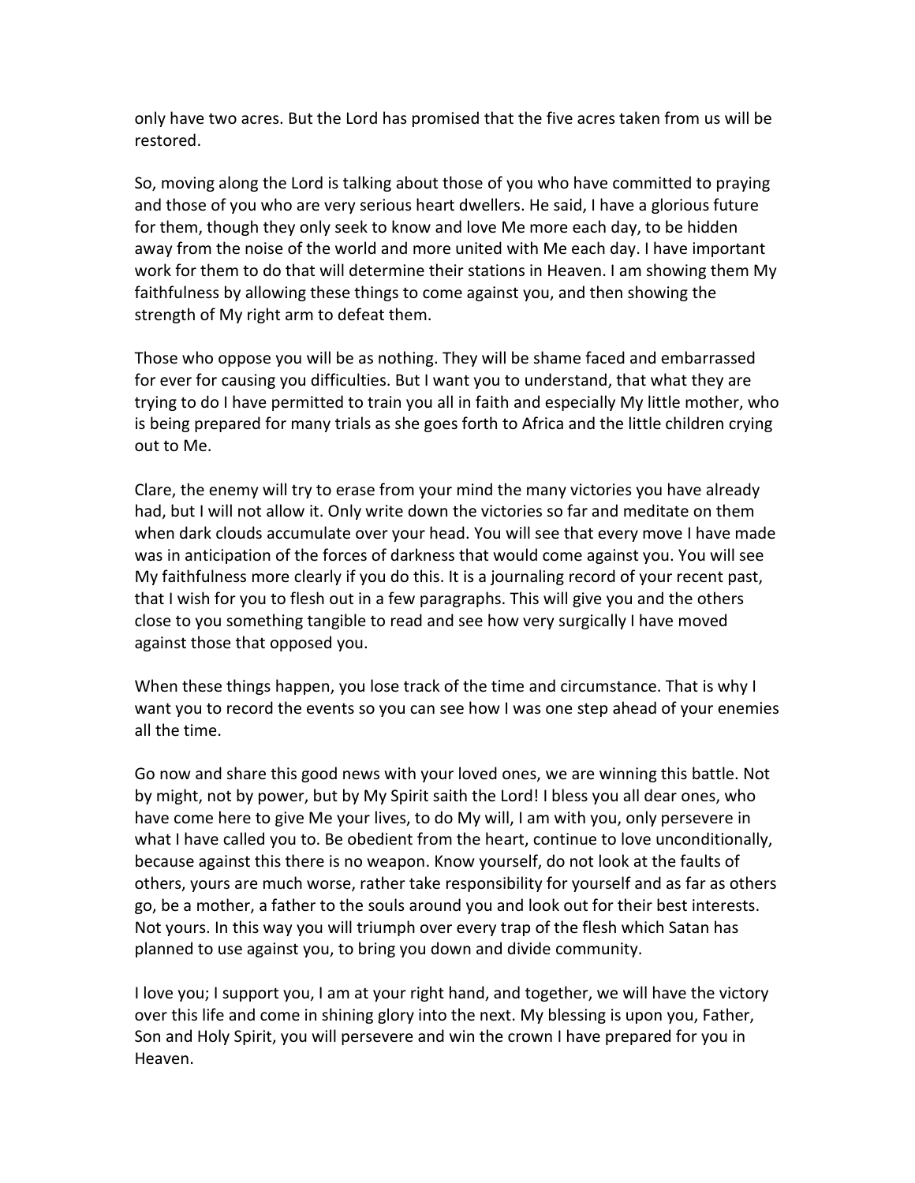only have two acres. But the Lord has promised that the five acres taken from us will be restored.

So, moving along the Lord is talking about those of you who have committed to praying and those of you who are very serious heart dwellers. He said, I have a glorious future for them, though they only seek to know and love Me more each day, to be hidden away from the noise of the world and more united with Me each day. I have important work for them to do that will determine their stations in Heaven. I am showing them My faithfulness by allowing these things to come against you, and then showing the strength of My right arm to defeat them.

Those who oppose you will be as nothing. They will be shame faced and embarrassed for ever for causing you difficulties. But I want you to understand, that what they are trying to do I have permitted to train you all in faith and especially My little mother, who is being prepared for many trials as she goes forth to Africa and the little children crying out to Me.

Clare, the enemy will try to erase from your mind the many victories you have already had, but I will not allow it. Only write down the victories so far and meditate on them when dark clouds accumulate over your head. You will see that every move I have made was in anticipation of the forces of darkness that would come against you. You will see My faithfulness more clearly if you do this. It is a journaling record of your recent past, that I wish for you to flesh out in a few paragraphs. This will give you and the others close to you something tangible to read and see how very surgically I have moved against those that opposed you.

When these things happen, you lose track of the time and circumstance. That is why I want you to record the events so you can see how I was one step ahead of your enemies all the time.

Go now and share this good news with your loved ones, we are winning this battle. Not by might, not by power, but by My Spirit saith the Lord! I bless you all dear ones, who have come here to give Me your lives, to do My will, I am with you, only persevere in what I have called you to. Be obedient from the heart, continue to love unconditionally, because against this there is no weapon. Know yourself, do not look at the faults of others, yours are much worse, rather take responsibility for yourself and as far as others go, be a mother, a father to the souls around you and look out for their best interests. Not yours. In this way you will triumph over every trap of the flesh which Satan has planned to use against you, to bring you down and divide community.

I love you; I support you, I am at your right hand, and together, we will have the victory over this life and come in shining glory into the next. My blessing is upon you, Father, Son and Holy Spirit, you will persevere and win the crown I have prepared for you in Heaven.